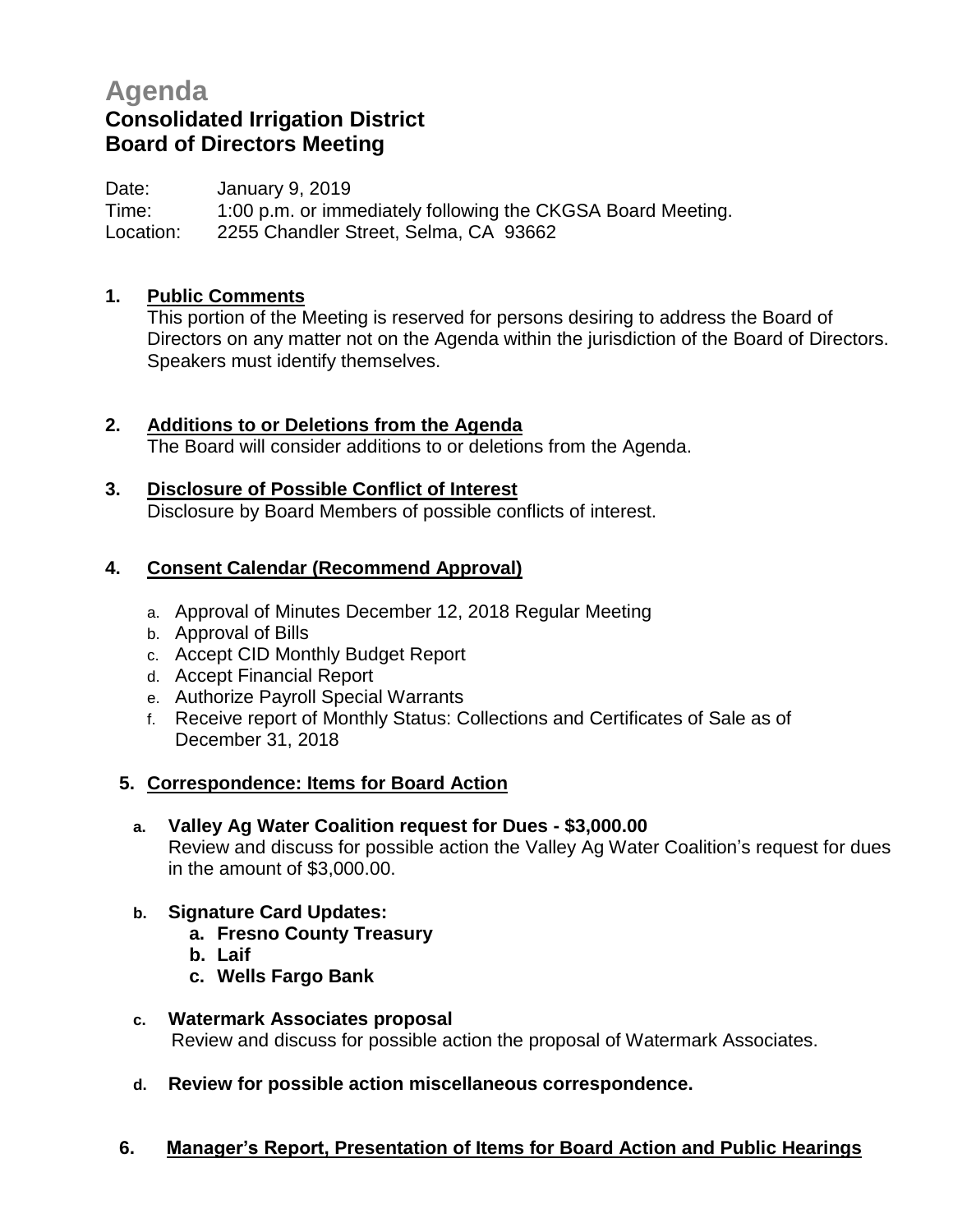# Agenda

## Consolidated Irrigation District
## Board of Directors Meeting

Date: January 9, 2019
Time: 1:00 p.m. or immediately following the CKGSA Board Meeting.
Location: 2255 Chandler Street, Selma, CA 93662

1. **Public Comments**
   This portion of the Meeting is reserved for persons desiring to address the Board of Directors on any matter not on the Agenda within the jurisdiction of the Board of Directors. Speakers must identify themselves.

2. **Additions to or Deletions from the Agenda**
   The Board will consider additions to or deletions from the Agenda.

3. **Disclosure of Possible Conflict of Interest**
   Disclosure by Board Members of possible conflicts of interest.

4. **Consent Calendar (Recommend Approval)**
   a. Approval of Minutes December 12, 2018 Regular Meeting
   b. Approval of Bills
   c. Accept CID Monthly Budget Report
   d. Accept Financial Report
   e. Authorize Payroll Special Warrants
   f. Receive report of Monthly Status: Collections and Certificates of Sale as of December 31, 2018

5. **Correspondence: Items for Board Action**
   a. **Valley Ag Water Coalition request for Dues - $3,000.00**
      Review and discuss for possible action the Valley Ag Water Coalition's request for dues in the amount of $3,000.00.
   b. **Signature Card Updates:**
      a. **Fresno County Treasury**
      b. **Laif**
      c. **Wells Fargo Bank**
   c. **Watermark Associates proposal**
      Review and discuss for possible action the proposal of Watermark Associates.
   d. **Review for possible action miscellaneous correspondence.**

6. **Manager's Report, Presentation of Items for Board Action and Public Hearings**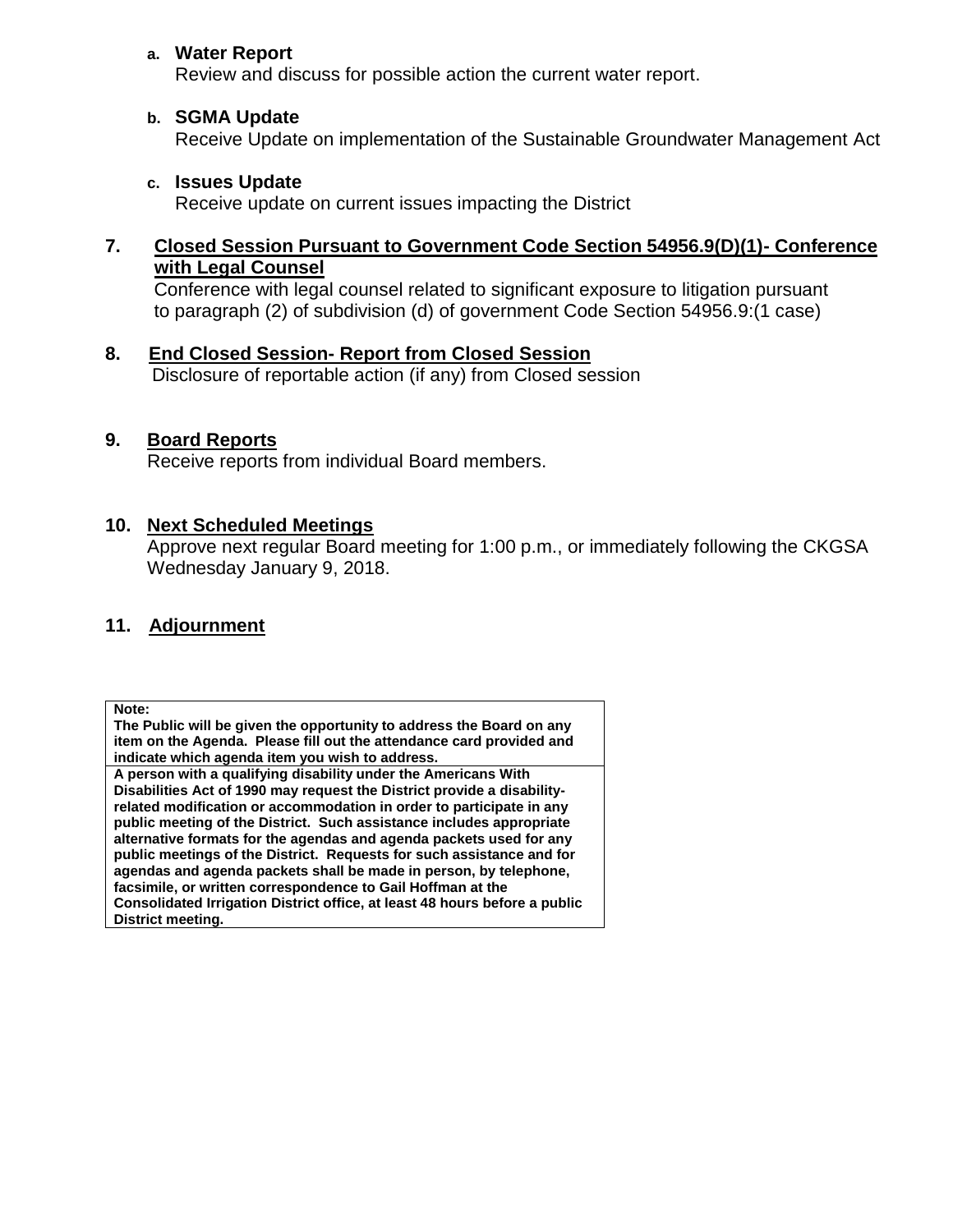a. **Water Report**
   Review and discuss for possible action the current water report.

b. **SGMA Update**
   Receive Update on implementation of the Sustainable Groundwater Management Act

c. **Issues Update**
   Receive update on current issues impacting the District

**7. Closed Session Pursuant to Government Code Section 54956.9(D)(1)- Conference with Legal Counsel**

Conference with legal counsel related to significant exposure to litigation pursuant to paragraph (2) of subdivision (d) of government Code Section 54956.9:(1 case)

**8. End Closed Session- Report from Closed Session**

Disclosure of reportable action (if any) from Closed session

**9. Board Reports**

Receive reports from individual Board members.

**10. Next Scheduled Meetings**

Approve next regular Board meeting for 1:00 p.m., or immediately following the CKGSA Wednesday January 9, 2018.

**11. Adjournment**

| |
|---|
| **Note:** **The Public will be given the opportunity to address the Board on any item on the Agenda. Please fill out the attendance card provided and indicate which agenda item you wish to address.** |
| **A person with a qualifying disability under the Americans With Disabilities Act of 1990 may request the District provide a disability-related modification or accommodation in order to participate in any public meeting of the District. Such assistance includes appropriate alternative formats for the agendas and agenda packets used for any public meetings of the District. Requests for such assistance and for agendas and agenda packets shall be made in person, by telephone, facsimile, or written correspondence to Gail Hoffman at the Consolidated Irrigation District office, at least 48 hours before a public District meeting.** |